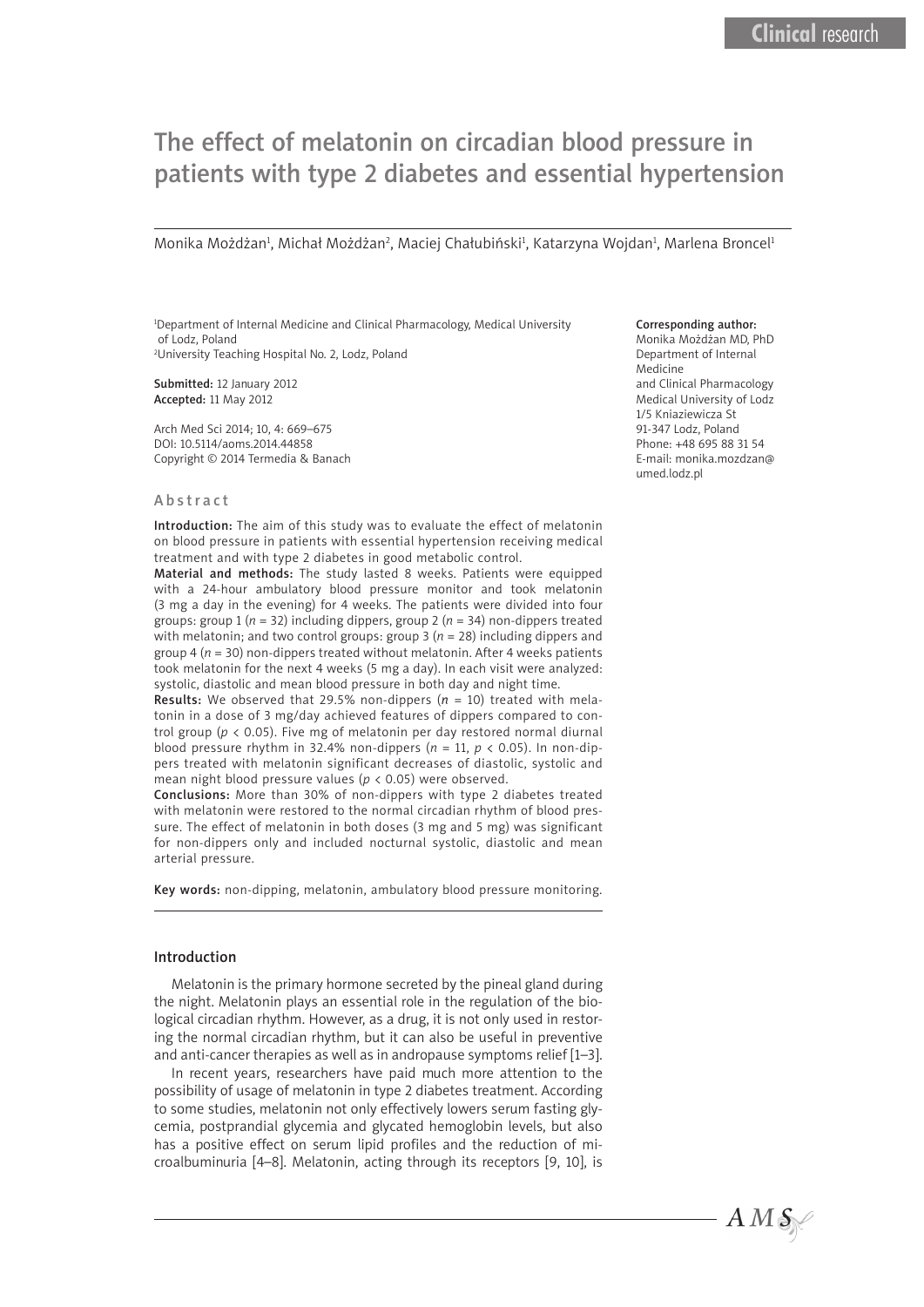# The effect of melatonin on circadian blood pressure in patients with type 2 diabetes and essential hypertension

Monika Możdżan[1], Michał Możdżan[2], Maciej Chałubiński[1], Katarzyna Wojdan[1], Marlena Broncel[1]

[1]Department of Internal Medicine and Clinical Pharmacology, Medical University of Lodz, Poland
[2]University Teaching Hospital No. 2, Lodz, Poland

**Submitted:** 12 January 2012
**Accepted:** 11 May 2012

Arch Med Sci 2014; 10, 4: 669–675
DOI: 10.5114/aoms.2014.44858
Copyright © 2014 Termedia & Banach

**Corresponding author:**
Monika Możdżan MD, PhD
Department of Internal Medicine
and Clinical Pharmacology
Medical University of Lodz
1/5 Kniaziewicza St
91-347 Lodz, Poland
Phone: +48 695 88 31 54
E-mail: monika.mozdzan@umed.lodz.pl

## Abstract

**Introduction:** The aim of this study was to evaluate the effect of melatonin on blood pressure in patients with essential hypertension receiving medical treatment and with type 2 diabetes in good metabolic control.

**Material and methods:** The study lasted 8 weeks. Patients were equipped with a 24-hour ambulatory blood pressure monitor and took melatonin (3 mg a day in the evening) for 4 weeks. The patients were divided into four groups: group 1 (*n* = 32) including dippers, group 2 (*n* = 34) non-dippers treated with melatonin; and two control groups: group 3 (*n* = 28) including dippers and group 4 (*n* = 30) non-dippers treated without melatonin. After 4 weeks patients took melatonin for the next 4 weeks (5 mg a day). In each visit were analyzed: systolic, diastolic and mean blood pressure in both day and night time.

**Results:** We observed that 29.5% non-dippers (*n* = 10) treated with melatonin in a dose of 3 mg/day achieved features of dippers compared to control group ($p < 0.05$). Five mg of melatonin per day restored normal diurnal blood pressure rhythm in 32.4% non-dippers (*n* = 11, $p < 0.05$). In non-dippers treated with melatonin significant decreases of diastolic, systolic and mean night blood pressure values ($p < 0.05$) were observed.

**Conclusions:** More than 30% of non-dippers with type 2 diabetes treated with melatonin were restored to the normal circadian rhythm of blood pressure. The effect of melatonin in both doses (3 mg and 5 mg) was significant for non-dippers only and included nocturnal systolic, diastolic and mean arterial pressure.

**Key words:** non-dipping, melatonin, ambulatory blood pressure monitoring.

## Introduction

Melatonin is the primary hormone secreted by the pineal gland during the night. Melatonin plays an essential role in the regulation of the biological circadian rhythm. However, as a drug, it is not only used in restoring the normal circadian rhythm, but it can also be useful in preventive and anti-cancer therapies as well as in andropause symptoms relief [1–3].

In recent years, researchers have paid much more attention to the possibility of usage of melatonin in type 2 diabetes treatment. According to some studies, melatonin not only effectively lowers serum fasting glycemia, postprandial glycemia and glycated hemoglobin levels, but also has a positive effect on serum lipid profiles and the reduction of microalbuminuria [4–8]. Melatonin, acting through its receptors [9, 10], is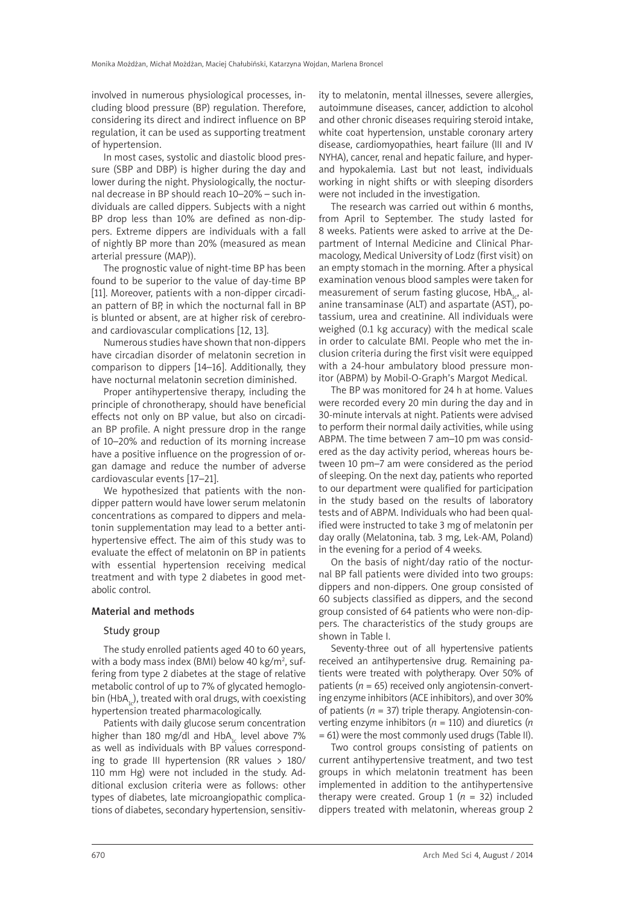involved in numerous physiological processes, including blood pressure (BP) regulation. Therefore, considering its direct and indirect influence on BP regulation, it can be used as supporting treatment of hypertension.

In most cases, systolic and diastolic blood pressure (SBP and DBP) is higher during the day and lower during the night. Physiologically, the nocturnal decrease in BP should reach 10–20% – such individuals are called dippers. Subjects with a night BP drop less than 10% are defined as non-dippers. Extreme dippers are individuals with a fall of nightly BP more than 20% (measured as mean arterial pressure (MAP)).

The prognostic value of night-time BP has been found to be superior to the value of day-time BP [11]. Moreover, patients with a non-dipper circadian pattern of BP, in which the nocturnal fall in BP is blunted or absent, are at higher risk of cerebro- and cardiovascular complications [12, 13].

Numerous studies have shown that non-dippers have circadian disorder of melatonin secretion in comparison to dippers [14–16]. Additionally, they have nocturnal melatonin secretion diminished.

Proper antihypertensive therapy, including the principle of chronotherapy, should have beneficial effects not only on BP value, but also on circadian BP profile. A night pressure drop in the range of 10–20% and reduction of its morning increase have a positive influence on the progression of organ damage and reduce the number of adverse cardiovascular events [17–21].

We hypothesized that patients with the non-dipper pattern would have lower serum melatonin concentrations as compared to dippers and melatonin supplementation may lead to a better antihypertensive effect. The aim of this study was to evaluate the effect of melatonin on BP in patients with essential hypertension receiving medical treatment and with type 2 diabetes in good metabolic control.

## Material and methods

### Study group

The study enrolled patients aged 40 to 60 years, with a body mass index (BMI) below 40 kg/m$^2$, suffering from type 2 diabetes at the stage of relative metabolic control of up to 7% of glycated hemoglobin ($HbA_{1c}$), treated with oral drugs, with coexisting hypertension treated pharmacologically.

Patients with daily glucose serum concentration higher than 180 mg/dl and $HbA_{1c}$ level above 7% as well as individuals with BP values corresponding to grade III hypertension (RR values > 180/110 mm Hg) were not included in the study. Additional exclusion criteria were as follows: other types of diabetes, late microangiopathic complications of diabetes, secondary hypertension, sensitivity to melatonin, mental illnesses, severe allergies, autoimmune diseases, cancer, addiction to alcohol and other chronic diseases requiring steroid intake, white coat hypertension, unstable coronary artery disease, cardiomyopathies, heart failure (III and IV NYHA), cancer, renal and hepatic failure, and hyper- and hypokalemia. Last but not least, individuals working in night shifts or with sleeping disorders were not included in the investigation.

The research was carried out within 6 months, from April to September. The study lasted for 8 weeks. Patients were asked to arrive at the Department of Internal Medicine and Clinical Pharmacology, Medical University of Lodz (first visit) on an empty stomach in the morning. After a physical examination venous blood samples were taken for measurement of serum fasting glucose, $HbA_{1c}$, alanine transaminase (ALT) and aspartate (AST), potassium, urea and creatinine. All individuals were weighed (0.1 kg accuracy) with the medical scale in order to calculate BMI. People who met the inclusion criteria during the first visit were equipped with a 24-hour ambulatory blood pressure monitor (ABPM) by Mobil-O-Graph's Margot Medical.

The BP was monitored for 24 h at home. Values were recorded every 20 min during the day and in 30-minute intervals at night. Patients were advised to perform their normal daily activities, while using ABPM. The time between 7 am–10 pm was considered as the day activity period, whereas hours between 10 pm–7 am were considered as the period of sleeping. On the next day, patients who reported to our department were qualified for participation in the study based on the results of laboratory tests and of ABPM. Individuals who had been qualified were instructed to take 3 mg of melatonin per day orally (Melatonina, tab. 3 mg, Lek-AM, Poland) in the evening for a period of 4 weeks.

On the basis of night/day ratio of the nocturnal BP fall patients were divided into two groups: dippers and non-dippers. One group consisted of 60 subjects classified as dippers, and the second group consisted of 64 patients who were non-dippers. The characteristics of the study groups are shown in Table I.

Seventy-three out of all hypertensive patients received an antihypertensive drug. Remaining patients were treated with polytherapy. Over 50% of patients (*n* = 65) received only angiotensin-converting enzyme inhibitors (ACE inhibitors), and over 30% of patients (*n* = 37) triple therapy. Angiotensin-converting enzyme inhibitors (*n* = 110) and diuretics (*n* = 61) were the most commonly used drugs (Table II).

Two control groups consisting of patients on current antihypertensive treatment, and two test groups in which melatonin treatment has been implemented in addition to the antihypertensive therapy were created. Group 1 (*n* = 32) included dippers treated with melatonin, whereas group 2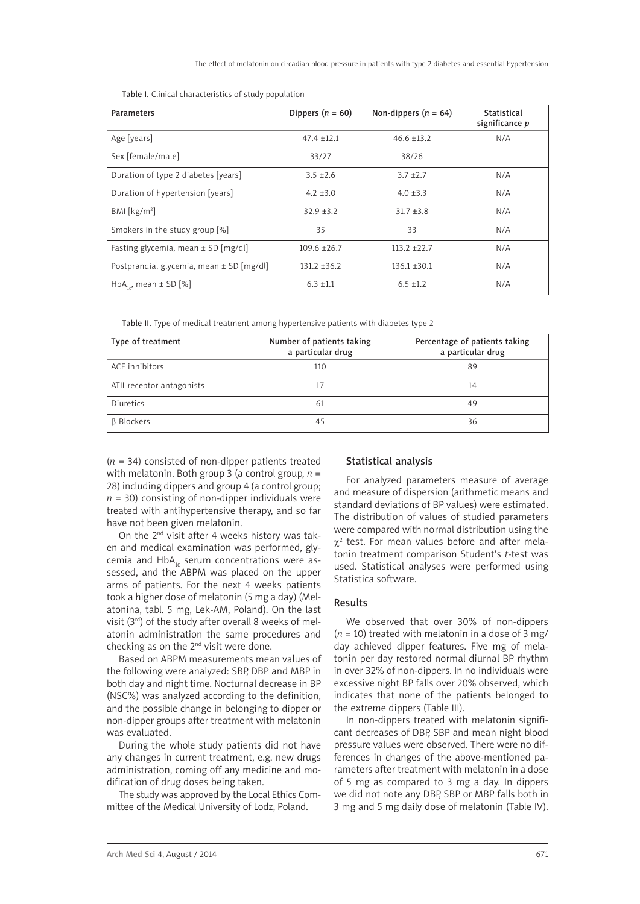Table I. Clinical characteristics of study population

| Parameters | Dippers ($n$ = 60) | Non-dippers ($n$ = 64) | Statistical significance $p$ |
|---|---|---|---|
| Age [years] | 47.4 ±12.1 | 46.6 ±13.2 | N/A |
| Sex [female/male] | 33/27 | 38/26 | |
| Duration of type 2 diabetes [years] | 3.5 ±2.6 | 3.7 ±2.7 | N/A |
| Duration of hypertension [years] | 4.2 ±3.0 | 4.0 ±3.3 | N/A |
| BMI [kg/m$^2$] | 32.9 ±3.2 | 31.7 ±3.8 | N/A |
| Smokers in the study group [%] | 35 | 33 | N/A |
| Fasting glycemia, mean ± SD [mg/dl] | 109.6 ±26.7 | 113.2 ±22.7 | N/A |
| Postprandial glycemia, mean ± SD [mg/dl] | 131.2 ±36.2 | 136.1 ±30.1 | N/A |
| $HbA_{1c}$, mean ± SD [%] | 6.3 ±1.1 | 6.5 ±1.2 | N/A |

Table II. Type of medical treatment among hypertensive patients with diabetes type 2

| Type of treatment | Number of patients taking a particular drug | Percentage of patients taking a particular drug |
|---|---|---|
| ACE inhibitors | 110 | 89 |
| ATII-receptor antagonists | 17 | 14 |
| Diuretics | 61 | 49 |
| β-Blockers | 45 | 36 |

($n$ = 34) consisted of non-dipper patients treated with melatonin. Both group 3 (a control group, $n$ = 28) including dippers and group 4 (a control group; $n$ = 30) consisting of non-dipper individuals were treated with antihypertensive therapy, and so far have not been given melatonin.

On the 2nd visit after 4 weeks history was taken and medical examination was performed, glycemia and $HbA_{1c}$ serum concentrations were assessed, and the ABPM was placed on the upper arms of patients. For the next 4 weeks patients took a higher dose of melatonin (5 mg a day) (Melatonina, tabl. 5 mg, Lek-AM, Poland). On the last visit (3rd) of the study after overall 8 weeks of melatonin administration the same procedures and checking as on the 2nd visit were done.

Based on ABPM measurements mean values of the following were analyzed: SBP, DBP and MBP in both day and night time. Nocturnal decrease in BP (NSC%) was analyzed according to the definition, and the possible change in belonging to dipper or non-dipper groups after treatment with melatonin was evaluated.

During the whole study patients did not have any changes in current treatment, e.g. new drugs administration, coming off any medicine and modification of drug doses being taken.

The study was approved by the Local Ethics Committee of the Medical University of Lodz, Poland.

## Statistical analysis

For analyzed parameters measure of average and measure of dispersion (arithmetic means and standard deviations of BP values) were estimated. The distribution of values of studied parameters were compared with normal distribution using the $\chi^2$ test. For mean values before and after melatonin treatment comparison Student's $t$-test was used. Statistical analyses were performed using Statistica software.

## Results

We observed that over 30% of non-dippers ($n$ = 10) treated with melatonin in a dose of 3 mg/day achieved dipper features. Five mg of melatonin per day restored normal diurnal BP rhythm in over 32% of non-dippers. In no individuals were excessive night BP falls over 20% observed, which indicates that none of the patients belonged to the extreme dippers (Table III).

In non-dippers treated with melatonin significant decreases of DBP, SBP and mean night blood pressure values were observed. There were no differences in changes of the above-mentioned parameters after treatment with melatonin in a dose of 5 mg as compared to 3 mg a day. In dippers we did not note any DBP, SBP or MBP falls both in 3 mg and 5 mg daily dose of melatonin (Table IV).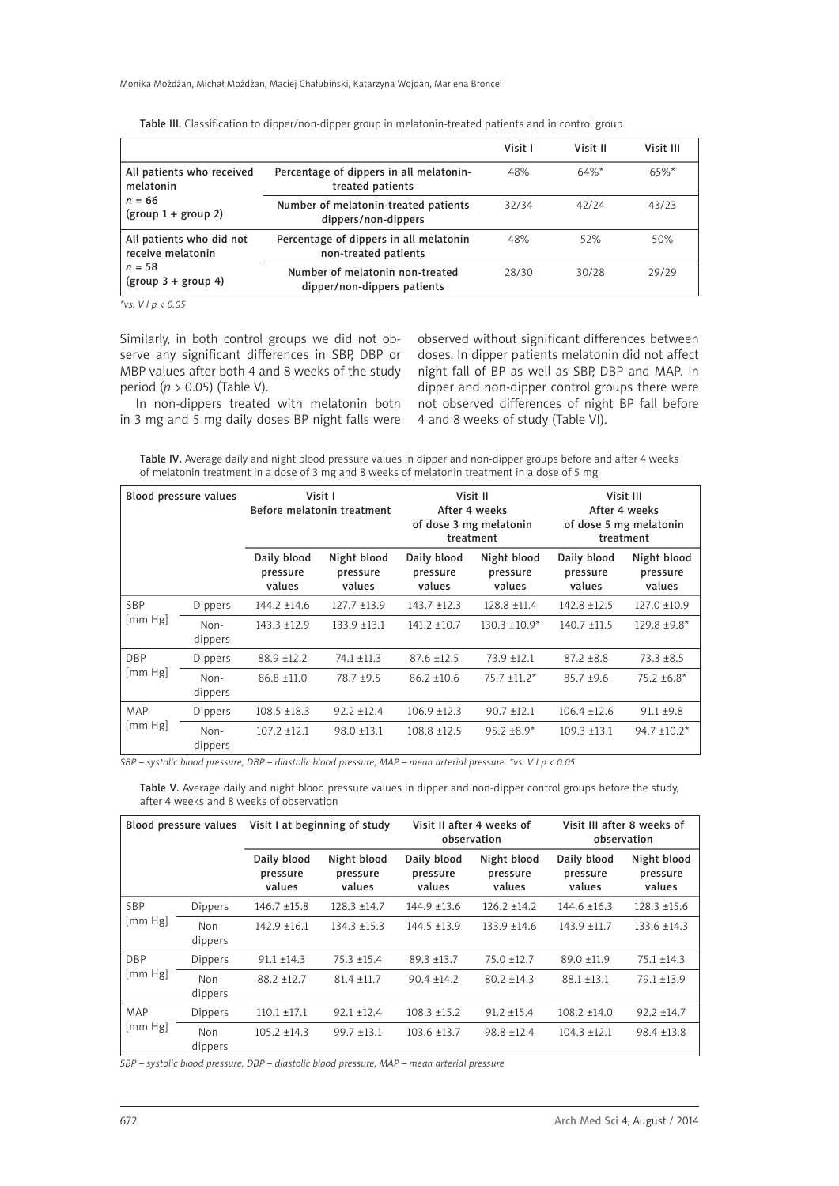Table III. Classification to dipper/non-dipper group in melatonin-treated patients and in control group

| | | Visit I | Visit II | Visit III |
|---|---|---|---|---|
| All patients who received melatonin<br>*n* = 66<br>(group 1 + group 2) | Percentage of dippers in all melatonin-treated patients | 48% | 64%* | 65%* |
| | Number of melatonin-treated patients dippers/non-dippers | 32/34 | 42/24 | 43/23 |
| All patients who did not receive melatonin<br>*n* = 58<br>(group 3 + group 4) | Percentage of dippers in all melatonin non-treated patients | 48% | 52% | 50% |
| | Number of melatonin non-treated dipper/non-dippers patients | 28/30 | 30/28 | 29/29 |

*vs. V I $p < 0.05$

Similarly, in both control groups we did not observe any significant differences in SBP, DBP or MBP values after both 4 and 8 weeks of the study period ($p > 0.05$) (Table V).

In non-dippers treated with melatonin both in 3 mg and 5 mg daily doses BP night falls were observed without significant differences between doses. In dipper patients melatonin did not affect night fall of BP as well as SBP, DBP and MAP. In dipper and non-dipper control groups there were not observed differences of night BP fall before 4 and 8 weeks of study (Table VI).

Table IV. Average daily and night blood pressure values in dipper and non-dipper groups before and after 4 weeks of melatonin treatment in a dose of 3 mg and 8 weeks of melatonin treatment in a dose of 5 mg

| Blood pressure values | | Visit I<br>Before melatonin treatment | | Visit II<br>After 4 weeks of dose 3 mg melatonin treatment | | Visit III<br>After 4 weeks of dose 5 mg melatonin treatment | |
|---|---|---|---|---|---|---|---|
| | | Daily blood pressure values | Night blood pressure values | Daily blood pressure values | Night blood pressure values | Daily blood pressure values | Night blood pressure values |
| SBP [mm Hg] | Dippers | 144.2 ±14.6 | 127.7 ±13.9 | 143.7 ±12.3 | 128.8 ±11.4 | 142.8 ±12.5 | 127.0 ±10.9 |
| | Non-dippers | 143.3 ±12.9 | 133.9 ±13.1 | 141.2 ±10.7 | 130.3 ±10.9* | 140.7 ±11.5 | 129.8 ±9.8* |
| DBP [mm Hg] | Dippers | 88.9 ±12.2 | 74.1 ±11.3 | 87.6 ±12.5 | 73.9 ±12.1 | 87.2 ±8.8 | 73.3 ±8.5 |
| | Non-dippers | 86.8 ±11.0 | 78.7 ±9.5 | 86.2 ±10.6 | 75.7 ±11.2* | 85.7 ±9.6 | 75.2 ±6.8* |
| MAP [mm Hg] | Dippers | 108.5 ±18.3 | 92.2 ±12.4 | 106.9 ±12.3 | 90.7 ±12.1 | 106.4 ±12.6 | 91.1 ±9.8 |
| | Non-dippers | 107.2 ±12.1 | 98.0 ±13.1 | 108.8 ±12.5 | 95.2 ±8.9* | 109.3 ±13.1 | 94.7 ±10.2* |

SBP – systolic blood pressure, DBP – diastolic blood pressure, MAP – mean arterial pressure. *vs. V I $p < 0.05$

Table V. Average daily and night blood pressure values in dipper and non-dipper control groups before the study, after 4 weeks and 8 weeks of observation

| Blood pressure values | | Visit I at beginning of study | | Visit II after 4 weeks of observation | | Visit III after 8 weeks of observation | |
|---|---|---|---|---|---|---|---|
| | | Daily blood pressure values | Night blood pressure values | Daily blood pressure values | Night blood pressure values | Daily blood pressure values | Night blood pressure values |
| SBP [mm Hg] | Dippers | 146.7 ±15.8 | 128.3 ±14.7 | 144.9 ±13.6 | 126.2 ±14.2 | 144.6 ±16.3 | 128.3 ±15.6 |
| | Non-dippers | 142.9 ±16.1 | 134.3 ±15.3 | 144.5 ±13.9 | 133.9 ±14.6 | 143.9 ±11.7 | 133.6 ±14.3 |
| DBP [mm Hg] | Dippers | 91.1 ±14.3 | 75.3 ±15.4 | 89.3 ±13.7 | 75.0 ±12.7 | 89.0 ±11.9 | 75.1 ±14.3 |
| | Non-dippers | 88.2 ±12.7 | 81.4 ±11.7 | 90.4 ±14.2 | 80.2 ±14.3 | 88.1 ±13.1 | 79.1 ±13.9 |
| MAP [mm Hg] | Dippers | 110.1 ±17.1 | 92.1 ±12.4 | 108.3 ±15.2 | 91.2 ±15.4 | 108.2 ±14.0 | 92.2 ±14.7 |
| | Non-dippers | 105.2 ±14.3 | 99.7 ±13.1 | 103.6 ±13.7 | 98.8 ±12.4 | 104.3 ±12.1 | 98.4 ±13.8 |

SBP – systolic blood pressure, DBP – diastolic blood pressure, MAP – mean arterial pressure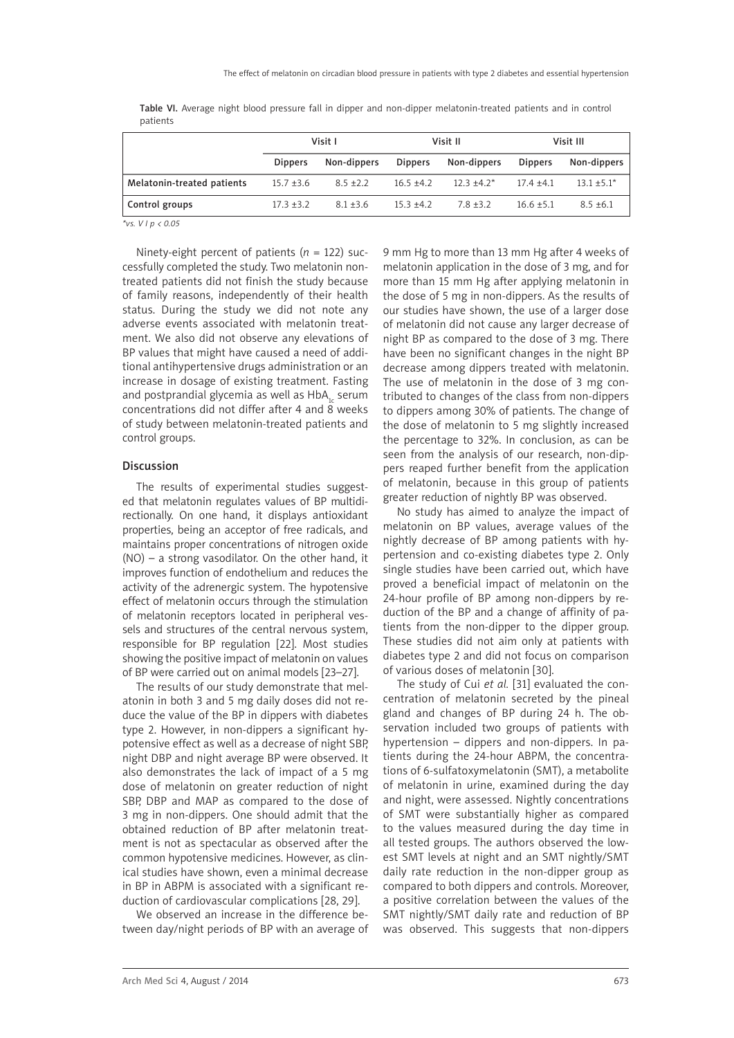Table VI. Average night blood pressure fall in dipper and non-dipper melatonin-treated patients and in control patients

| | Visit I | | Visit II | | Visit III | |
|---|---|---|---|---|---|---|
| | Dippers | Non-dippers | Dippers | Non-dippers | Dippers | Non-dippers |
| Melatonin-treated patients | 15.7 ±3.6 | 8.5 ±2.2 | 16.5 ±4.2 | 12.3 ±4.2* | 17.4 ±4.1 | 13.1 ±5.1* |
| Control groups | 17.3 ±3.2 | 8.1 ±3.6 | 15.3 ±4.2 | 7.8 ±3.2 | 16.6 ±5.1 | 8.5 ±6.1 |

*vs. V I $p < 0.05$

Ninety-eight percent of patients ($n = 122$) successfully completed the study. Two melatonin non-treated patients did not finish the study because of family reasons, independently of their health status. During the study we did not note any adverse events associated with melatonin treatment. We also did not observe any elevations of BP values that might have caused a need of additional antihypertensive drugs administration or an increase in dosage of existing treatment. Fasting and postprandial glycemia as well as $HbA_{1c}$ serum concentrations did not differ after 4 and 8 weeks of study between melatonin-treated patients and control groups.

## Discussion

The results of experimental studies suggested that melatonin regulates values of BP multidirectionally. On one hand, it displays antioxidant properties, being an acceptor of free radicals, and maintains proper concentrations of nitrogen oxide (NO) – a strong vasodilator. On the other hand, it improves function of endothelium and reduces the activity of the adrenergic system. The hypotensive effect of melatonin occurs through the stimulation of melatonin receptors located in peripheral vessels and structures of the central nervous system, responsible for BP regulation [22]. Most studies showing the positive impact of melatonin on values of BP were carried out on animal models [23–27].

The results of our study demonstrate that melatonin in both 3 and 5 mg daily doses did not reduce the value of the BP in dippers with diabetes type 2. However, in non-dippers a significant hypotensive effect as well as a decrease of night SBP, night DBP and night average BP were observed. It also demonstrates the lack of impact of a 5 mg dose of melatonin on greater reduction of night SBP, DBP and MAP as compared to the dose of 3 mg in non-dippers. One should admit that the obtained reduction of BP after melatonin treatment is not as spectacular as observed after the common hypotensive medicines. However, as clinical studies have shown, even a minimal decrease in BP in ABPM is associated with a significant reduction of cardiovascular complications [28, 29].

We observed an increase in the difference between day/night periods of BP with an average of 9 mm Hg to more than 13 mm Hg after 4 weeks of melatonin application in the dose of 3 mg, and for more than 15 mm Hg after applying melatonin in the dose of 5 mg in non-dippers. As the results of our studies have shown, the use of a larger dose of melatonin did not cause any larger decrease of night BP as compared to the dose of 3 mg. There have been no significant changes in the night BP decrease among dippers treated with melatonin. The use of melatonin in the dose of 3 mg contributed to changes of the class from non-dippers to dippers among 30% of patients. The change of the dose of melatonin to 5 mg slightly increased the percentage to 32%. In conclusion, as can be seen from the analysis of our research, non-dippers reaped further benefit from the application of melatonin, because in this group of patients greater reduction of nightly BP was observed.

No study has aimed to analyze the impact of melatonin on BP values, average values of the nightly decrease of BP among patients with hypertension and co-existing diabetes type 2. Only single studies have been carried out, which have proved a beneficial impact of melatonin on the 24-hour profile of BP among non-dippers by reduction of the BP and a change of affinity of patients from the non-dipper to the dipper group. These studies did not aim only at patients with diabetes type 2 and did not focus on comparison of various doses of melatonin [30].

The study of Cui *et al.* [31] evaluated the concentration of melatonin secreted by the pineal gland and changes of BP during 24 h. The observation included two groups of patients with hypertension – dippers and non-dippers. In patients during the 24-hour ABPM, the concentrations of 6-sulfatoxymelatonin (SMT), a metabolite of melatonin in urine, examined during the day and night, were assessed. Nightly concentrations of SMT were substantially higher as compared to the values measured during the day time in all tested groups. The authors observed the lowest SMT levels at night and an SMT nightly/SMT daily rate reduction in the non-dipper group as compared to both dippers and controls. Moreover, a positive correlation between the values of the SMT nightly/SMT daily rate and reduction of BP was observed. This suggests that non-dippers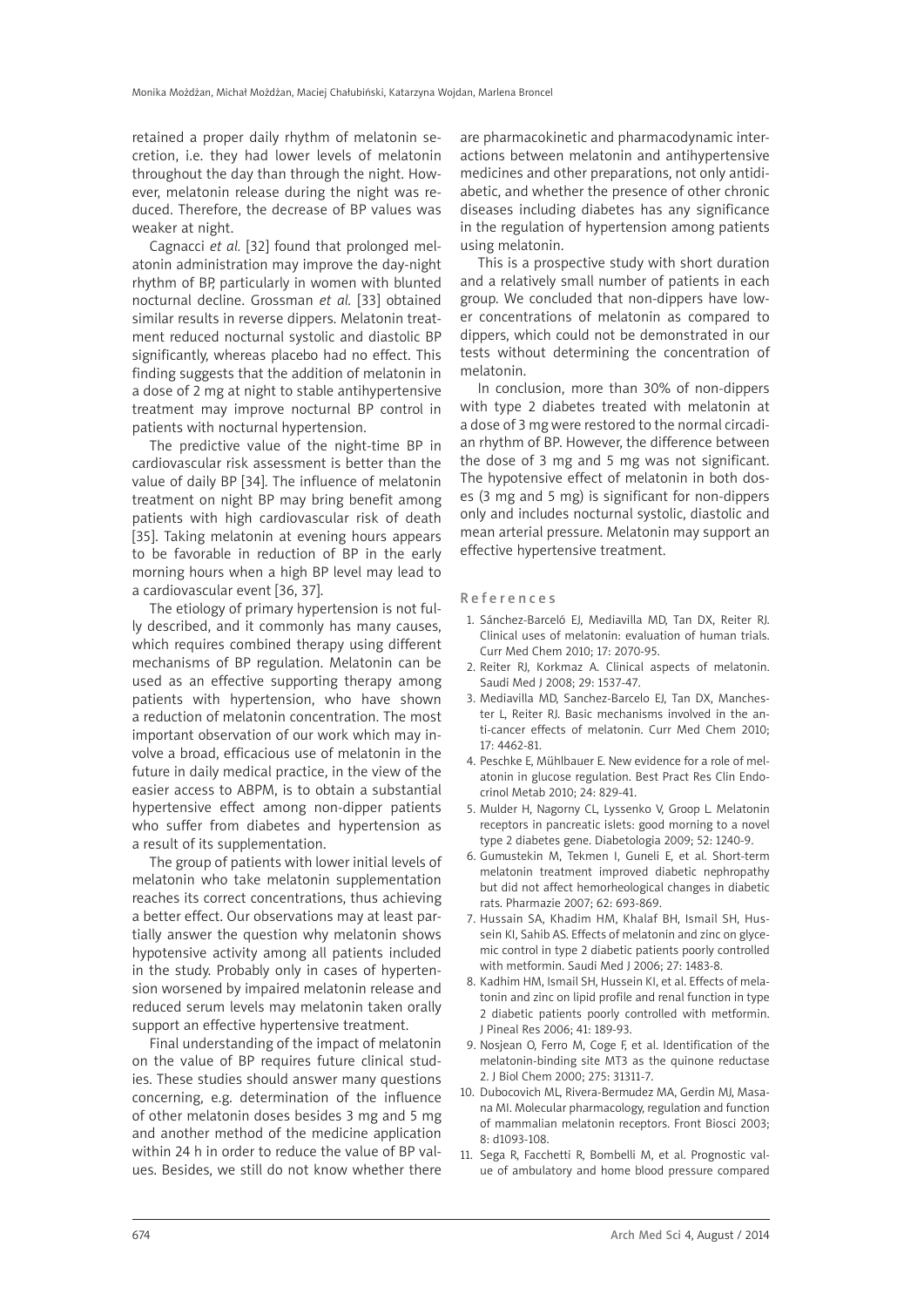retained a proper daily rhythm of melatonin secretion, i.e. they had lower levels of melatonin throughout the day than through the night. However, melatonin release during the night was reduced. Therefore, the decrease of BP values was weaker at night.

Cagnacci *et al.* [32] found that prolonged melatonin administration may improve the day-night rhythm of BP, particularly in women with blunted nocturnal decline. Grossman *et al.* [33] obtained similar results in reverse dippers. Melatonin treatment reduced nocturnal systolic and diastolic BP significantly, whereas placebo had no effect. This finding suggests that the addition of melatonin in a dose of 2 mg at night to stable antihypertensive treatment may improve nocturnal BP control in patients with nocturnal hypertension.

The predictive value of the night-time BP in cardiovascular risk assessment is better than the value of daily BP [34]. The influence of melatonin treatment on night BP may bring benefit among patients with high cardiovascular risk of death [35]. Taking melatonin at evening hours appears to be favorable in reduction of BP in the early morning hours when a high BP level may lead to a cardiovascular event [36, 37].

The etiology of primary hypertension is not fully described, and it commonly has many causes, which requires combined therapy using different mechanisms of BP regulation. Melatonin can be used as an effective supporting therapy among patients with hypertension, who have shown a reduction of melatonin concentration. The most important observation of our work which may involve a broad, efficacious use of melatonin in the future in daily medical practice, in the view of the easier access to ABPM, is to obtain a substantial hypertensive effect among non-dipper patients who suffer from diabetes and hypertension as a result of its supplementation.

The group of patients with lower initial levels of melatonin who take melatonin supplementation reaches its correct concentrations, thus achieving a better effect. Our observations may at least partially answer the question why melatonin shows hypotensive activity among all patients included in the study. Probably only in cases of hypertension worsened by impaired melatonin release and reduced serum levels may melatonin taken orally support an effective hypertensive treatment.

Final understanding of the impact of melatonin on the value of BP requires future clinical studies. These studies should answer many questions concerning, e.g. determination of the influence of other melatonin doses besides 3 mg and 5 mg and another method of the medicine application within 24 h in order to reduce the value of BP values. Besides, we still do not know whether there are pharmacokinetic and pharmacodynamic interactions between melatonin and antihypertensive medicines and other preparations, not only antidiabetic, and whether the presence of other chronic diseases including diabetes has any significance in the regulation of hypertension among patients using melatonin.

This is a prospective study with short duration and a relatively small number of patients in each group. We concluded that non-dippers have lower concentrations of melatonin as compared to dippers, which could not be demonstrated in our tests without determining the concentration of melatonin.

In conclusion, more than 30% of non-dippers with type 2 diabetes treated with melatonin at a dose of 3 mg were restored to the normal circadian rhythm of BP. However, the difference between the dose of 3 mg and 5 mg was not significant. The hypotensive effect of melatonin in both doses (3 mg and 5 mg) is significant for non-dippers only and includes nocturnal systolic, diastolic and mean arterial pressure. Melatonin may support an effective hypertensive treatment.

## References

1. Sánchez-Barceló EJ, Mediavilla MD, Tan DX, Reiter RJ. Clinical uses of melatonin: evaluation of human trials. Curr Med Chem 2010; 17: 2070-95.
2. Reiter RJ, Korkmaz A. Clinical aspects of melatonin. Saudi Med J 2008; 29: 1537-47.
3. Mediavilla MD, Sanchez-Barcelo EJ, Tan DX, Manchester L, Reiter RJ. Basic mechanisms involved in the anti-cancer effects of melatonin. Curr Med Chem 2010; 17: 4462-81.
4. Peschke E, Mühlbauer E. New evidence for a role of melatonin in glucose regulation. Best Pract Res Clin Endocrinol Metab 2010; 24: 829-41.
5. Mulder H, Nagorny CL, Lyssenko V, Groop L. Melatonin receptors in pancreatic islets: good morning to a novel type 2 diabetes gene. Diabetologia 2009; 52: 1240-9.
6. Gumustekin M, Tekmen I, Guneli E, et al. Short-term melatonin treatment improved diabetic nephropathy but did not affect hemorheological changes in diabetic rats. Pharmazie 2007; 62: 693-869.
7. Hussain SA, Khadim HM, Khalaf BH, Ismail SH, Hussein KI, Sahib AS. Effects of melatonin and zinc on glycemic control in type 2 diabetic patients poorly controlled with metformin. Saudi Med J 2006; 27: 1483-8.
8. Kadhim HM, Ismail SH, Hussein KI, et al. Effects of melatonin and zinc on lipid profile and renal function in type 2 diabetic patients poorly controlled with metformin. J Pineal Res 2006; 41: 189-93.
9. Nosjean O, Ferro M, Coge F, et al. Identification of the melatonin-binding site MT3 as the quinone reductase 2. J Biol Chem 2000; 275: 31311-7.
10. Dubocovich ML, Rivera-Bermudez MA, Gerdin MJ, Masana MI. Molecular pharmacology, regulation and function of mammalian melatonin receptors. Front Biosci 2003; 8: d1093-108.
11. Sega R, Facchetti R, Bombelli M, et al. Prognostic value of ambulatory and home blood pressure compared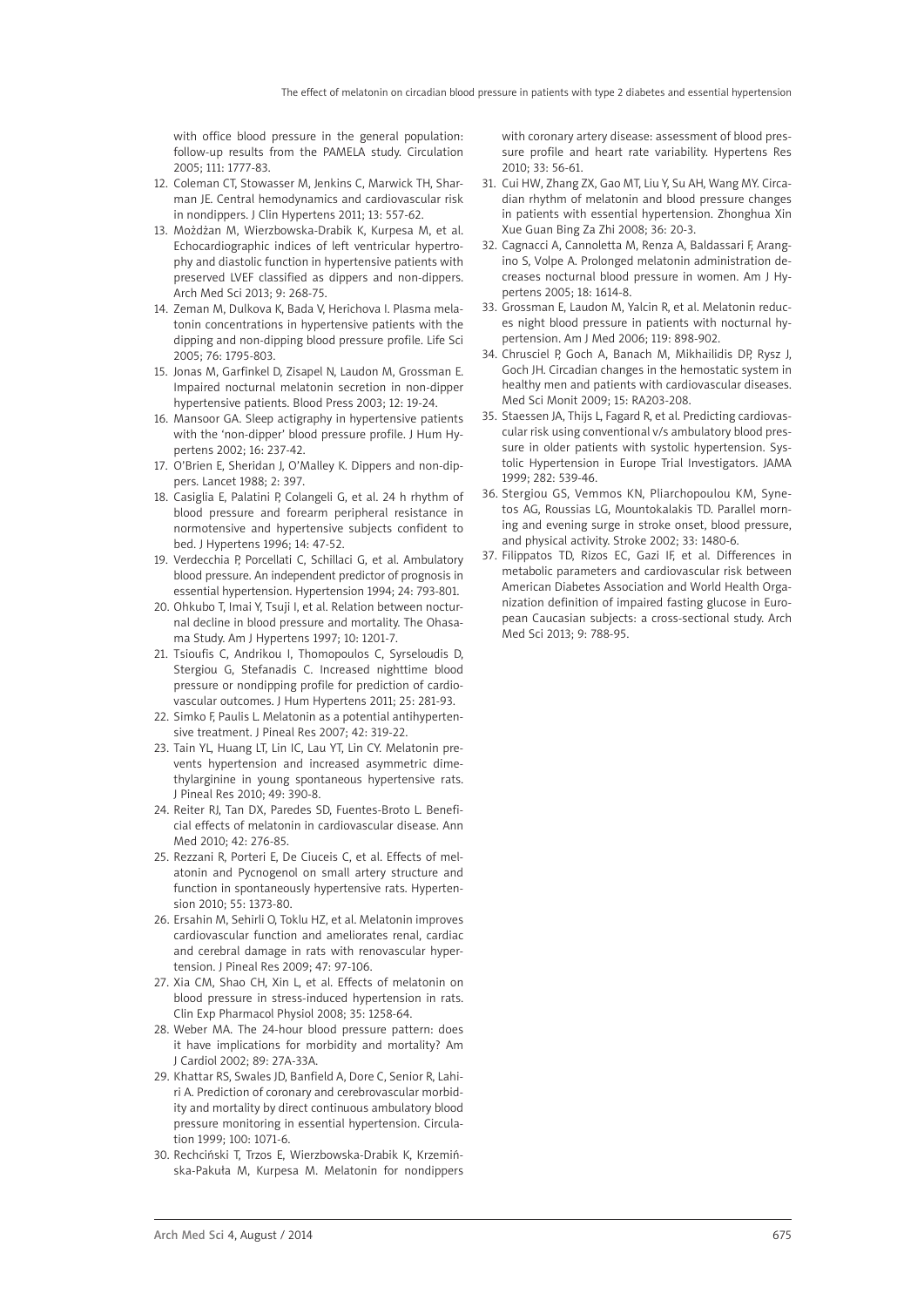with office blood pressure in the general population: follow-up results from the PAMELA study. Circulation 2005; 111: 1777-83.

12. Coleman CT, Stowasser M, Jenkins C, Marwick TH, Sharman JE. Central hemodynamics and cardiovascular risk in nondippers. J Clin Hypertens 2011; 13: 557-62.
13. Możdżan M, Wierzbowska-Drabik K, Kurpesa M, et al. Echocardiographic indices of left ventricular hypertrophy and diastolic function in hypertensive patients with preserved LVEF classified as dippers and non-dippers. Arch Med Sci 2013; 9: 268-75.
14. Zeman M, Dulkova K, Bada V, Herichova I. Plasma melatonin concentrations in hypertensive patients with the dipping and non-dipping blood pressure profile. Life Sci 2005; 76: 1795-803.
15. Jonas M, Garfinkel D, Zisapel N, Laudon M, Grossman E. Impaired nocturnal melatonin secretion in non-dipper hypertensive patients. Blood Press 2003; 12: 19-24.
16. Mansoor GA. Sleep actigraphy in hypertensive patients with the 'non-dipper' blood pressure profile. J Hum Hypertens 2002; 16: 237-42.
17. O'Brien E, Sheridan J, O'Malley K. Dippers and non-dippers. Lancet 1988; 2: 397.
18. Casiglia E, Palatini P, Colangeli G, et al. 24 h rhythm of blood pressure and forearm peripheral resistance in normotensive and hypertensive subjects confident to bed. J Hypertens 1996; 14: 47-52.
19. Verdecchia P, Porcellati C, Schillaci G, et al. Ambulatory blood pressure. An independent predictor of prognosis in essential hypertension. Hypertension 1994; 24: 793-801.
20. Ohkubo T, Imai Y, Tsuji I, et al. Relation between nocturnal decline in blood pressure and mortality. The Ohasama Study. Am J Hypertens 1997; 10: 1201-7.
21. Tsioufis C, Andrikou I, Thomopoulos C, Syrseloudis D, Stergiou G, Stefanadis C. Increased nighttime blood pressure or nondipping profile for prediction of cardiovascular outcomes. J Hum Hypertens 2011; 25: 281-93.
22. Simko F, Paulis L. Melatonin as a potential antihypertensive treatment. J Pineal Res 2007; 42: 319-22.
23. Tain YL, Huang LT, Lin IC, Lau YT, Lin CY. Melatonin prevents hypertension and increased asymmetric dimethylarginine in young spontaneous hypertensive rats. J Pineal Res 2010; 49: 390-8.
24. Reiter RJ, Tan DX, Paredes SD, Fuentes-Broto L. Beneficial effects of melatonin in cardiovascular disease. Ann Med 2010; 42: 276-85.
25. Rezzani R, Porteri E, De Ciuceis C, et al. Effects of melatonin and Pycnogenol on small artery structure and function in spontaneously hypertensive rats. Hypertension 2010; 55: 1373-80.
26. Ersahin M, Sehirli O, Toklu HZ, et al. Melatonin improves cardiovascular function and ameliorates renal, cardiac and cerebral damage in rats with renovascular hypertension. J Pineal Res 2009; 47: 97-106.
27. Xia CM, Shao CH, Xin L, et al. Effects of melatonin on blood pressure in stress-induced hypertension in rats. Clin Exp Pharmacol Physiol 2008; 35: 1258-64.
28. Weber MA. The 24-hour blood pressure pattern: does it have implications for morbidity and mortality? Am J Cardiol 2002; 89: 27A-33A.
29. Khattar RS, Swales JD, Banfield A, Dore C, Senior R, Lahiri A. Prediction of coronary and cerebrovascular morbidity and mortality by direct continuous ambulatory blood pressure monitoring in essential hypertension. Circulation 1999; 100: 1071-6.
30. Rechciński T, Trzos E, Wierzbowska-Drabik K, Krzemińska-Pakuła M, Kurpesa M. Melatonin for nondippers with coronary artery disease: assessment of blood pressure profile and heart rate variability. Hypertens Res 2010; 33: 56-61.
31. Cui HW, Zhang ZX, Gao MT, Liu Y, Su AH, Wang MY. Circadian rhythm of melatonin and blood pressure changes in patients with essential hypertension. Zhonghua Xin Xue Guan Bing Za Zhi 2008; 36: 20-3.
32. Cagnacci A, Cannoletta M, Renza A, Baldassari F, Arangino S, Volpe A. Prolonged melatonin administration decreases nocturnal blood pressure in women. Am J Hypertens 2005; 18: 1614-8.
33. Grossman E, Laudon M, Yalcin R, et al. Melatonin reduces night blood pressure in patients with nocturnal hypertension. Am J Med 2006; 119: 898-902.
34. Chrusciel P, Goch A, Banach M, Mikhailidis DP, Rysz J, Goch JH. Circadian changes in the hemostatic system in healthy men and patients with cardiovascular diseases. Med Sci Monit 2009; 15: RA203-208.
35. Staessen JA, Thijs L, Fagard R, et al. Predicting cardiovascular risk using conventional v/s ambulatory blood pressure in older patients with systolic hypertension. Systolic Hypertension in Europe Trial Investigators. JAMA 1999; 282: 539-46.
36. Stergiou GS, Vemmos KN, Pliarchopoulou KM, Synetos AG, Roussias LG, Mountokalakis TD. Parallel morning and evening surge in stroke onset, blood pressure, and physical activity. Stroke 2002; 33: 1480-6.
37. Filippatos TD, Rizos EC, Gazi IF, et al. Differences in metabolic parameters and cardiovascular risk between American Diabetes Association and World Health Organization definition of impaired fasting glucose in European Caucasian subjects: a cross-sectional study. Arch Med Sci 2013; 9: 788-95.